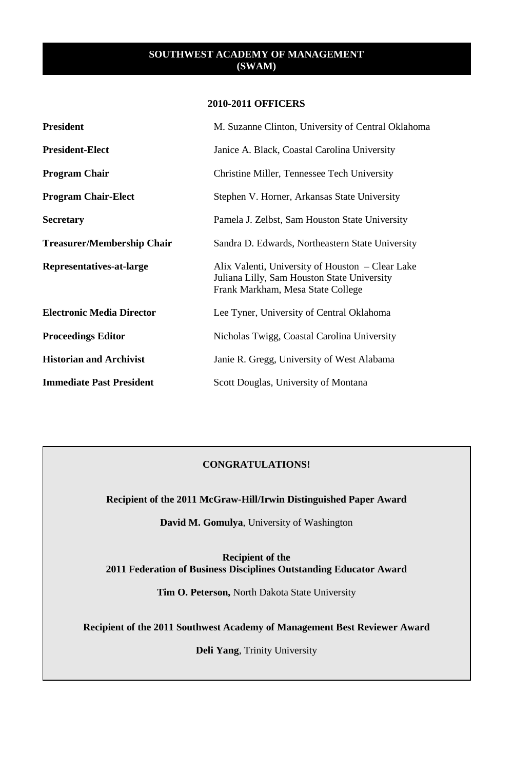# SOUTHWEST ACADEMY OF MANAGEMENT (SWAM)

## 2010-2011 OFFICERS

| | |
|---|---|
| **President** | M. Suzanne Clinton, University of Central Oklahoma |
| **President-Elect** | Janice A. Black, Coastal Carolina University |
| **Program Chair** | Christine Miller, Tennessee Tech University |
| **Program Chair-Elect** | Stephen V. Horner, Arkansas State University |
| **Secretary** | Pamela J. Zelbst, Sam Houston State University |
| **Treasurer/Membership Chair** | Sandra D. Edwards, Northeastern State University |
| **Representatives-at-large** | Alix Valenti, University of Houston – Clear Lake<br>Juliana Lilly, Sam Houston State University<br>Frank Markham, Mesa State College |
| **Electronic Media Director** | Lee Tyner, University of Central Oklahoma |
| **Proceedings Editor** | Nicholas Twigg, Coastal Carolina University |
| **Historian and Archivist** | Janie R. Gregg, University of West Alabama |
| **Immediate Past President** | Scott Douglas, University of Montana |

## CONGRATULATIONS!

**Recipient of the 2011 McGraw-Hill/Irwin Distinguished Paper Award**

**David M. Gomulya**, University of Washington

**Recipient of the 2011 Federation of Business Disciplines Outstanding Educator Award**

**Tim O. Peterson,** North Dakota State University

**Recipient of the 2011 Southwest Academy of Management Best Reviewer Award**

**Deli Yang**, Trinity University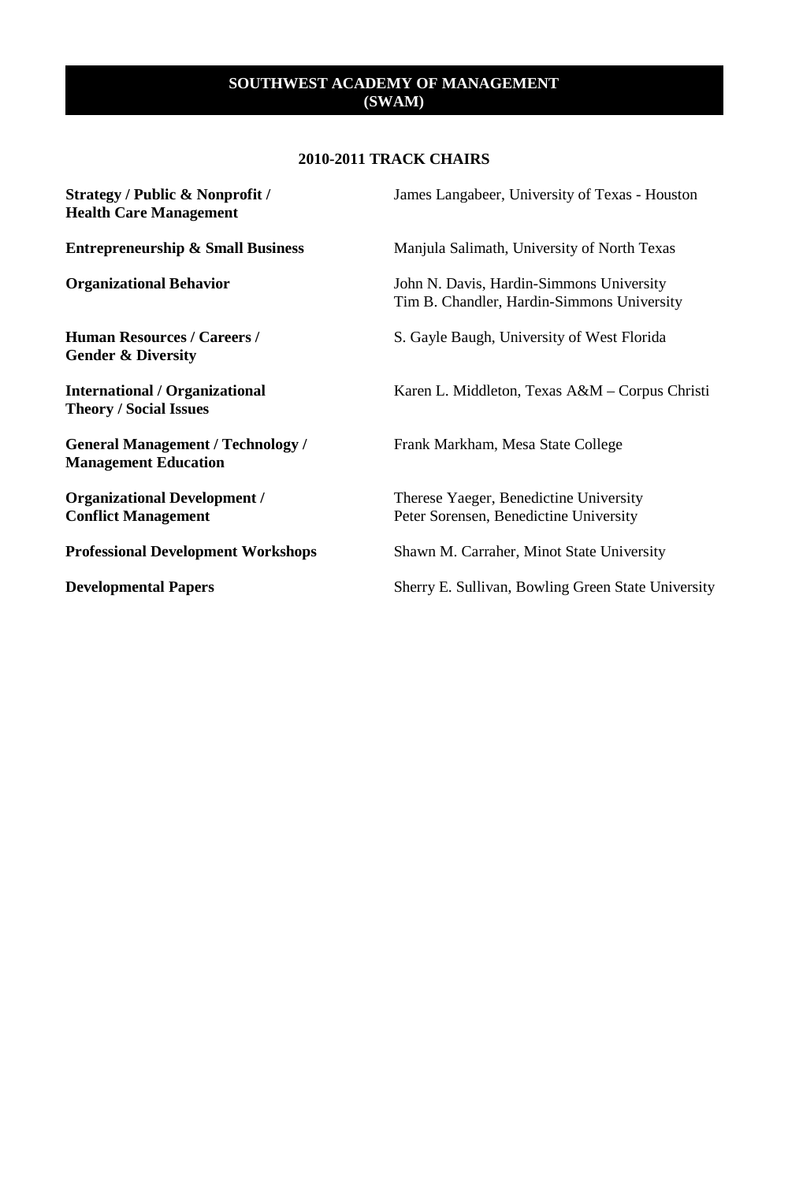# SOUTHWEST ACADEMY OF MANAGEMENT
# (SWAM)

## 2010-2011 TRACK CHAIRS

| | |
|---|---|
| **Strategy / Public & Nonprofit / Health Care Management** | James Langabeer, University of Texas - Houston |
| **Entrepreneurship & Small Business** | Manjula Salimath, University of North Texas |
| **Organizational Behavior** | John N. Davis, Hardin-Simmons University<br>Tim B. Chandler, Hardin-Simmons University |
| **Human Resources / Careers / Gender & Diversity** | S. Gayle Baugh, University of West Florida |
| **International / Organizational Theory / Social Issues** | Karen L. Middleton, Texas A&M – Corpus Christi |
| **General Management / Technology / Management Education** | Frank Markham, Mesa State College |
| **Organizational Development / Conflict Management** | Therese Yaeger, Benedictine University<br>Peter Sorensen, Benedictine University |
| **Professional Development Workshops** | Shawn M. Carraher, Minot State University |
| **Developmental Papers** | Sherry E. Sullivan, Bowling Green State University |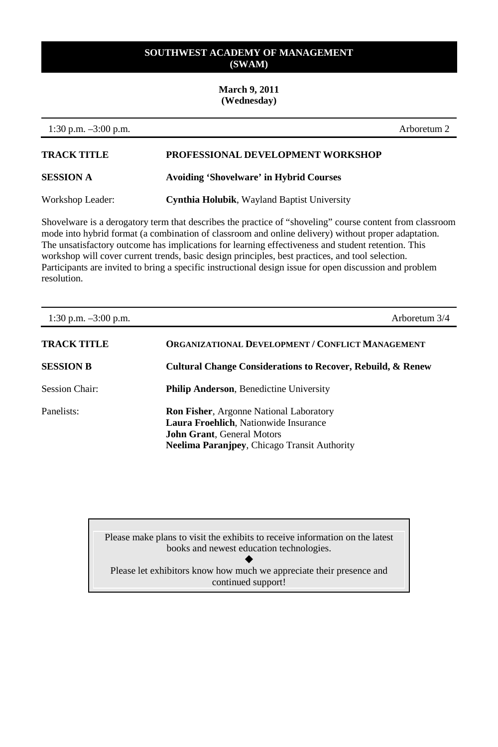**SOUTHWEST ACADEMY OF MANAGEMENT (SWAM)**

**March 9, 2011 (Wednesday)**

---

1:30 p.m. –3:00 p.m. Arboretum 2

**TRACK TITLE** **PROFESSIONAL DEVELOPMENT WORKSHOP**

**SESSION A** **Avoiding 'Shovelware' in Hybrid Courses**

Workshop Leader: **Cynthia Holubik**, Wayland Baptist University

Shovelware is a derogatory term that describes the practice of "shoveling" course content from classroom mode into hybrid format (a combination of classroom and online delivery) without proper adaptation. The unsatisfactory outcome has implications for learning effectiveness and student retention. This workshop will cover current trends, basic design principles, best practices, and tool selection. Participants are invited to bring a specific instructional design issue for open discussion and problem resolution.

---

1:30 p.m. –3:00 p.m. Arboretum 3/4

**TRACK TITLE** **ORGANIZATIONAL DEVELOPMENT / CONFLICT MANAGEMENT**

**SESSION B** **Cultural Change Considerations to Recover, Rebuild, & Renew**

Session Chair: **Philip Anderson**, Benedictine University

Panelists:
**Ron Fisher**, Argonne National Laboratory
**Laura Froehlich**, Nationwide Insurance
**John Grant**, General Motors
**Neelima Paranjpey**, Chicago Transit Authority

---

Please make plans to visit the exhibits to receive information on the latest books and newest education technologies.

◆

Please let exhibitors know how much we appreciate their presence and continued support!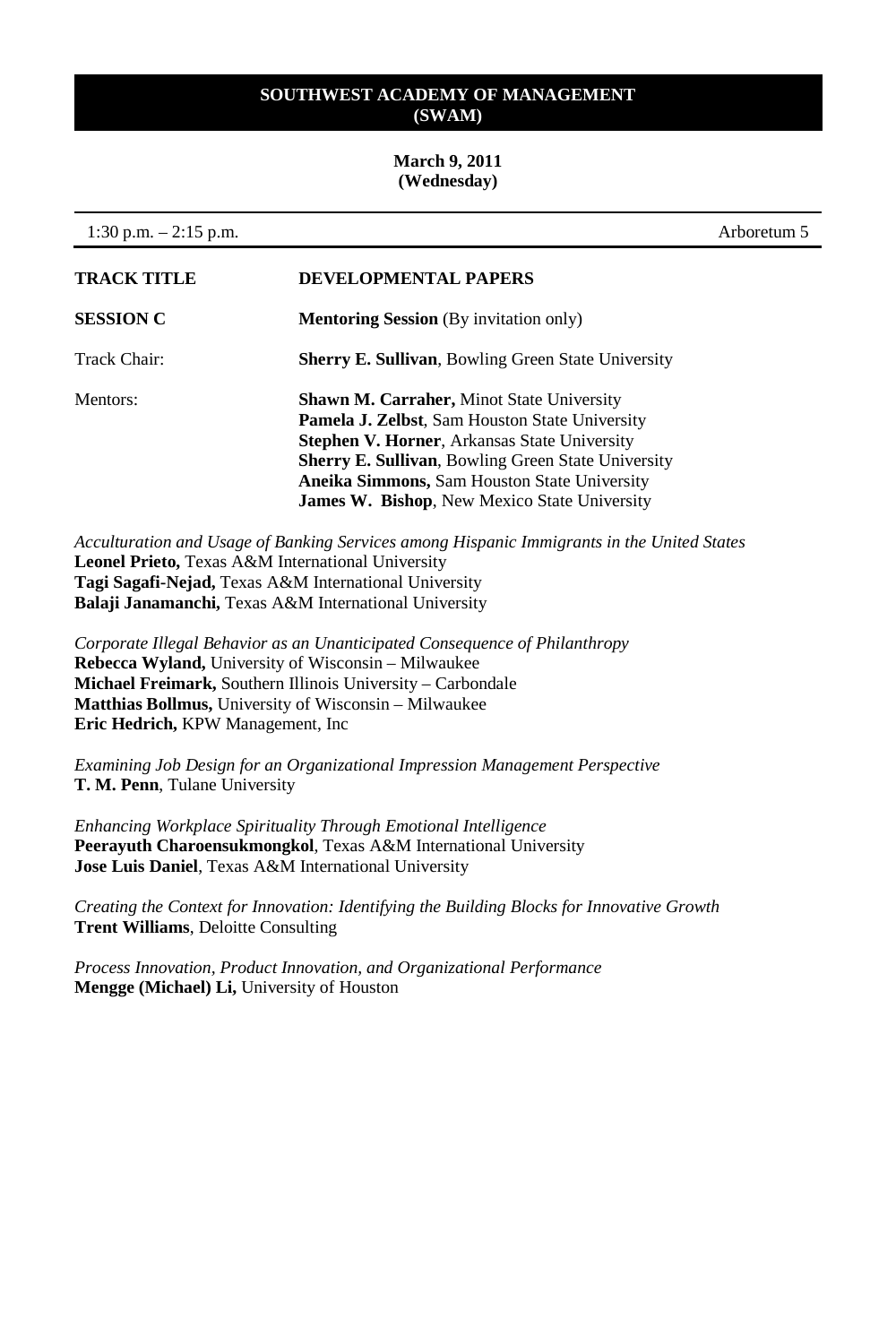**SOUTHWEST ACADEMY OF MANAGEMENT (SWAM)**

**March 9, 2011 (Wednesday)**

1:30 p.m. – 2:15 p.m. | Arboretum 5

| | |
|---|---|
| **TRACK TITLE** | **DEVELOPMENTAL PAPERS** |
| **SESSION C** | **Mentoring Session** (By invitation only) |
| Track Chair: | **Sherry E. Sullivan**, Bowling Green State University |
| Mentors: | **Shawn M. Carraher,** Minot State University<br>**Pamela J. Zelbst**, Sam Houston State University<br>**Stephen V. Horner**, Arkansas State University<br>**Sherry E. Sullivan**, Bowling Green State University<br>**Aneika Simmons,** Sam Houston State University<br>**James W. Bishop**, New Mexico State University |

*Acculturation and Usage of Banking Services among Hispanic Immigrants in the United States*
**Leonel Prieto,** Texas A&M International University
**Tagi Sagafi-Nejad,** Texas A&M International University
**Balaji Janamanchi,** Texas A&M International University

*Corporate Illegal Behavior as an Unanticipated Consequence of Philanthropy*
**Rebecca Wyland,** University of Wisconsin – Milwaukee
**Michael Freimark,** Southern Illinois University – Carbondale
**Matthias Bollmus,** University of Wisconsin – Milwaukee
**Eric Hedrich,** KPW Management, Inc

*Examining Job Design for an Organizational Impression Management Perspective*
**T. M. Penn**, Tulane University

*Enhancing Workplace Spirituality Through Emotional Intelligence*
**Peerayuth Charoensukmongkol**, Texas A&M International University
**Jose Luis Daniel**, Texas A&M International University

*Creating the Context for Innovation: Identifying the Building Blocks for Innovative Growth*
**Trent Williams**, Deloitte Consulting

*Process Innovation, Product Innovation, and Organizational Performance*
**Mengge (Michael) Li,** University of Houston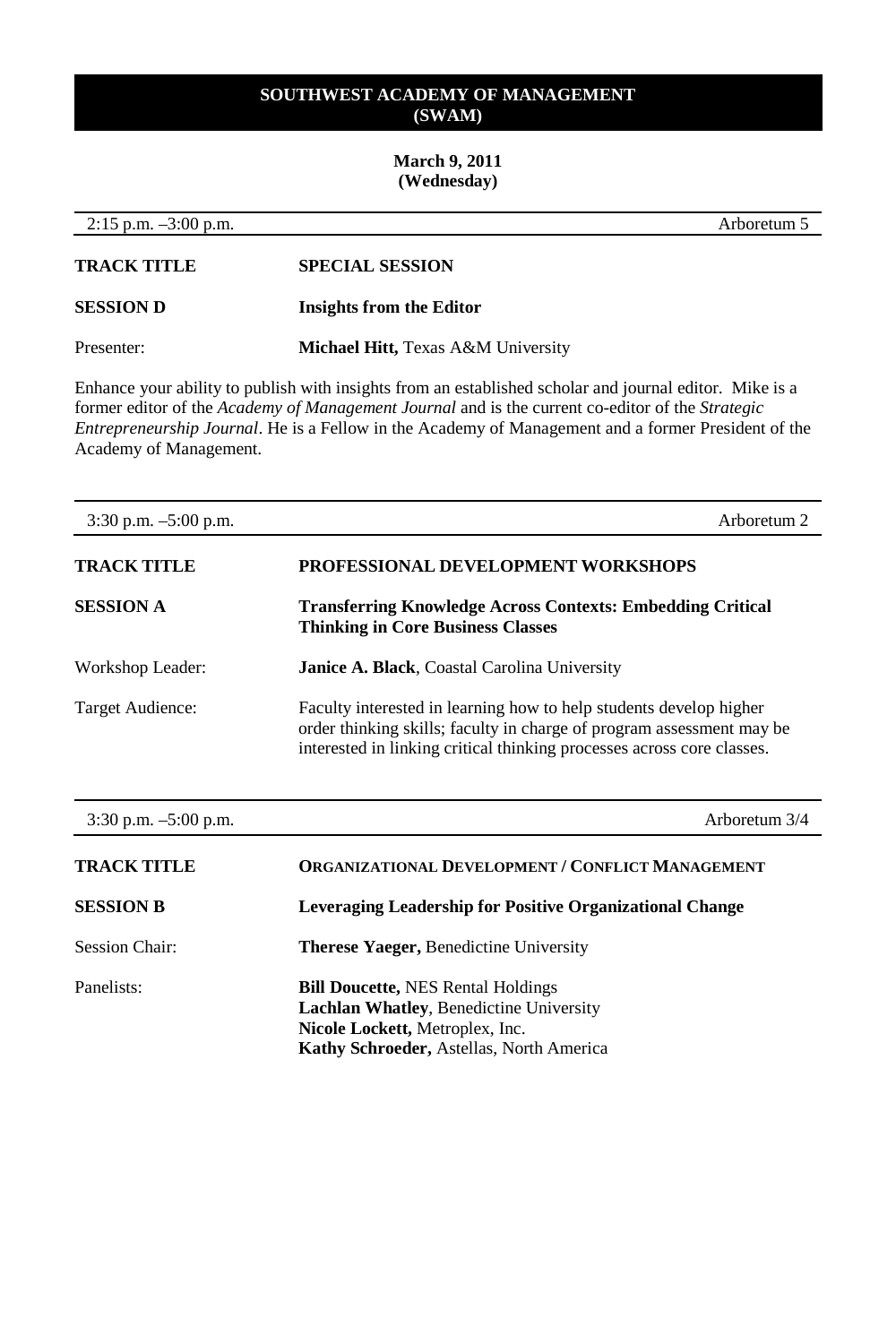# SOUTHWEST ACADEMY OF MANAGEMENT (SWAM)

**March 9, 2011**
**(Wednesday)**

2:15 p.m. –3:00 p.m. | Arboretum 5

**TRACK TITLE** **SPECIAL SESSION**

**SESSION D** **Insights from the Editor**

Presenter: **Michael Hitt,** Texas A&M University

Enhance your ability to publish with insights from an established scholar and journal editor. Mike is a former editor of the *Academy of Management Journal* and is the current co-editor of the *Strategic Entrepreneurship Journal*. He is a Fellow in the Academy of Management and a former President of the Academy of Management.

---

3:30 p.m. –5:00 p.m. | Arboretum 2

**TRACK TITLE** **PROFESSIONAL DEVELOPMENT WORKSHOPS**

**SESSION A** **Transferring Knowledge Across Contexts: Embedding Critical Thinking in Core Business Classes**

Workshop Leader: **Janice A. Black**, Coastal Carolina University

Target Audience: Faculty interested in learning how to help students develop higher order thinking skills; faculty in charge of program assessment may be interested in linking critical thinking processes across core classes.

---

3:30 p.m. –5:00 p.m. | Arboretum 3/4

**TRACK TITLE** **ORGANIZATIONAL DEVELOPMENT / CONFLICT MANAGEMENT**

**SESSION B** **Leveraging Leadership for Positive Organizational Change**

Session Chair: **Therese Yaeger,** Benedictine University

Panelists:
**Bill Doucette,** NES Rental Holdings
**Lachlan Whatley**, Benedictine University
**Nicole Lockett,** Metroplex, Inc.
**Kathy Schroeder,** Astellas, North America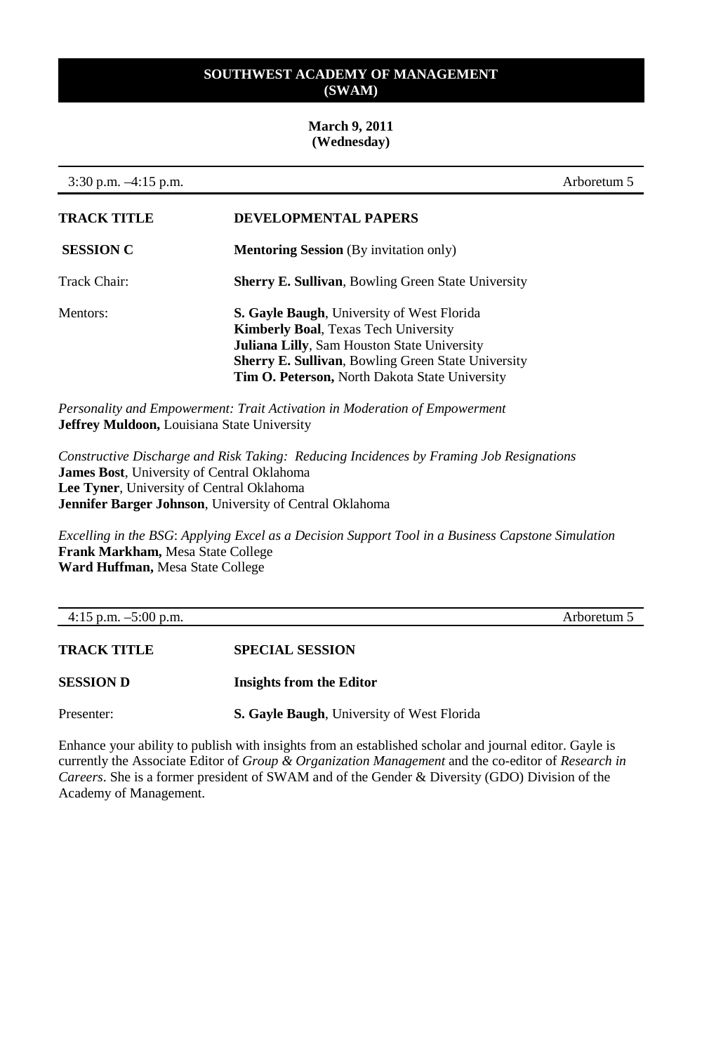**SOUTHWEST ACADEMY OF MANAGEMENT**
**(SWAM)**

**March 9, 2011**
**(Wednesday)**

3:30 p.m. –4:15 p.m. — Arboretum 5

| | |
|---|---|
| **TRACK TITLE** | **DEVELOPMENTAL PAPERS** |
| **SESSION C** | **Mentoring Session** (By invitation only) |
| Track Chair: | **Sherry E. Sullivan**, Bowling Green State University |
| Mentors: | **S. Gayle Baugh**, University of West Florida<br>**Kimberly Boal**, Texas Tech University<br>**Juliana Lilly**, Sam Houston State University<br>**Sherry E. Sullivan**, Bowling Green State University<br>**Tim O. Peterson,** North Dakota State University |

*Personality and Empowerment: Trait Activation in Moderation of Empowerment*
**Jeffrey Muldoon,** Louisiana State University

*Constructive Discharge and Risk Taking: Reducing Incidences by Framing Job Resignations*
**James Bost**, University of Central Oklahoma
**Lee Tyner**, University of Central Oklahoma
**Jennifer Barger Johnson**, University of Central Oklahoma

*Excelling in the BSG*: *Applying Excel as a Decision Support Tool in a Business Capstone Simulation*
**Frank Markham,** Mesa State College
**Ward Huffman,** Mesa State College

4:15 p.m. –5:00 p.m. — Arboretum 5

| | |
|---|---|
| **TRACK TITLE** | **SPECIAL SESSION** |
| **SESSION D** | **Insights from the Editor** |
| Presenter: | **S. Gayle Baugh**, University of West Florida |

Enhance your ability to publish with insights from an established scholar and journal editor. Gayle is currently the Associate Editor of *Group & Organization Management* and the co-editor of *Research in Careers*. She is a former president of SWAM and of the Gender & Diversity (GDO) Division of the Academy of Management.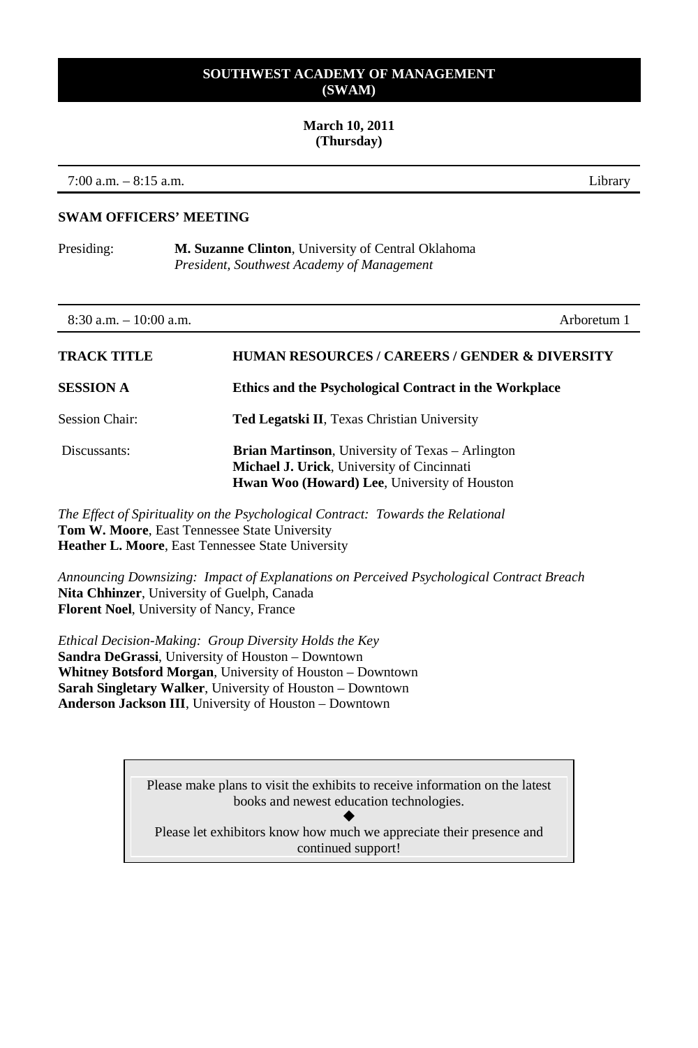# SOUTHWEST ACADEMY OF MANAGEMENT (SWAM)

**March 10, 2011**
**(Thursday)**

7:00 a.m. – 8:15 a.m. | Library

**SWAM OFFICERS' MEETING**

Presiding: **M. Suzanne Clinton**, University of Central Oklahoma
*President, Southwest Academy of Management*

---

8:30 a.m. – 10:00 a.m. | Arboretum 1

**TRACK TITLE** — **HUMAN RESOURCES / CAREERS / GENDER & DIVERSITY**

**SESSION A** — **Ethics and the Psychological Contract in the Workplace**

Session Chair: **Ted Legatski II**, Texas Christian University

Discussants:
**Brian Martinson**, University of Texas – Arlington
**Michael J. Urick**, University of Cincinnati
**Hwan Woo (Howard) Lee**, University of Houston

*The Effect of Spirituality on the Psychological Contract: Towards the Relational*
**Tom W. Moore**, East Tennessee State University
**Heather L. Moore**, East Tennessee State University

*Announcing Downsizing: Impact of Explanations on Perceived Psychological Contract Breach*
**Nita Chhinzer**, University of Guelph, Canada
**Florent Noel**, University of Nancy, France

*Ethical Decision-Making: Group Diversity Holds the Key*
**Sandra DeGrassi**, University of Houston – Downtown
**Whitney Botsford Morgan**, University of Houston – Downtown
**Sarah Singletary Walker**, University of Houston – Downtown
**Anderson Jackson III**, University of Houston – Downtown

> Please make plans to visit the exhibits to receive information on the latest books and newest education technologies.
>
> ◆
>
> Please let exhibitors know how much we appreciate their presence and continued support!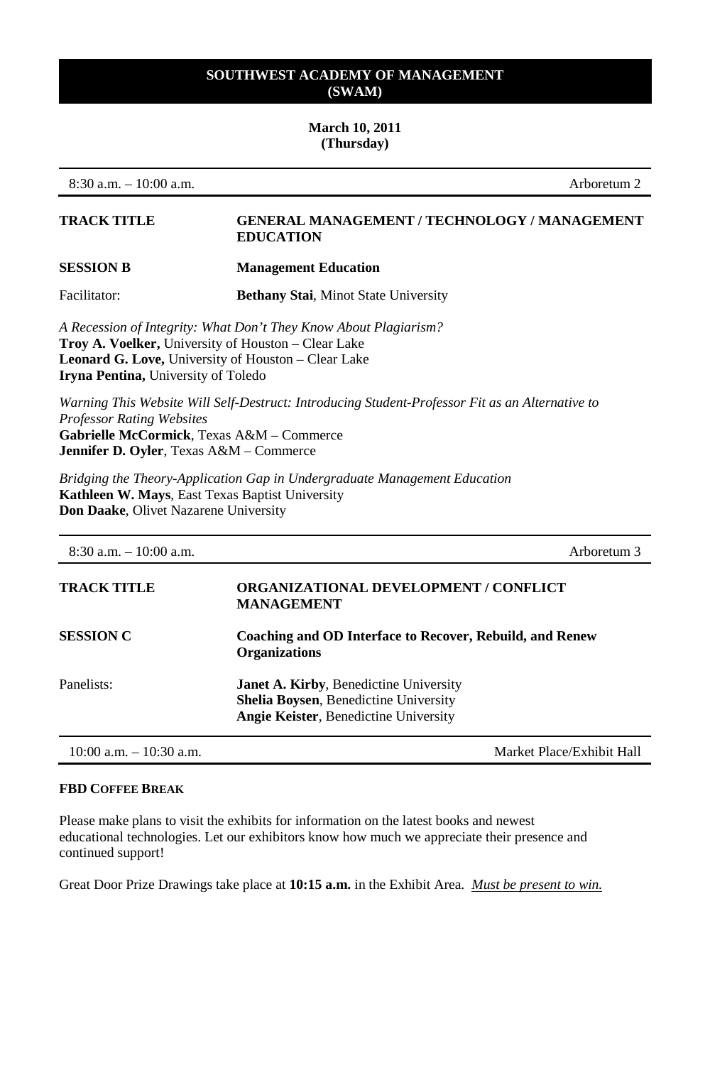## SOUTHWEST ACADEMY OF MANAGEMENT (SWAM)

**March 10, 2011**
**(Thursday)**

8:30 a.m. – 10:00 a.m. Arboretum 2

| | |
|---|---|
| **TRACK TITLE** | **GENERAL MANAGEMENT / TECHNOLOGY / MANAGEMENT EDUCATION** |
| **SESSION B** | **Management Education** |
| Facilitator: | **Bethany Stai**, Minot State University |

*A Recession of Integrity: What Don't They Know About Plagiarism?*
**Troy A. Voelker,** University of Houston – Clear Lake
**Leonard G. Love,** University of Houston – Clear Lake
**Iryna Pentina,** University of Toledo

*Warning This Website Will Self-Destruct: Introducing Student-Professor Fit as an Alternative to Professor Rating Websites*
**Gabrielle McCormick**, Texas A&M – Commerce
**Jennifer D. Oyler**, Texas A&M – Commerce

*Bridging the Theory-Application Gap in Undergraduate Management Education*
**Kathleen W. Mays**, East Texas Baptist University
**Don Daake**, Olivet Nazarene University

---

8:30 a.m. – 10:00 a.m. Arboretum 3

| | |
|---|---|
| **TRACK TITLE** | **ORGANIZATIONAL DEVELOPMENT / CONFLICT MANAGEMENT** |
| **SESSION C** | **Coaching and OD Interface to Recover, Rebuild, and Renew Organizations** |
| Panelists: | **Janet A. Kirby**, Benedictine University<br>**Shelia Boysen**, Benedictine University<br>**Angie Keister**, Benedictine University |

---

10:00 a.m. – 10:30 a.m. Market Place/Exhibit Hall

**FBD COFFEE BREAK**

Please make plans to visit the exhibits for information on the latest books and newest educational technologies. Let our exhibitors know how much we appreciate their presence and continued support!

Great Door Prize Drawings take place at **10:15 a.m.** in the Exhibit Area. *Must be present to win.*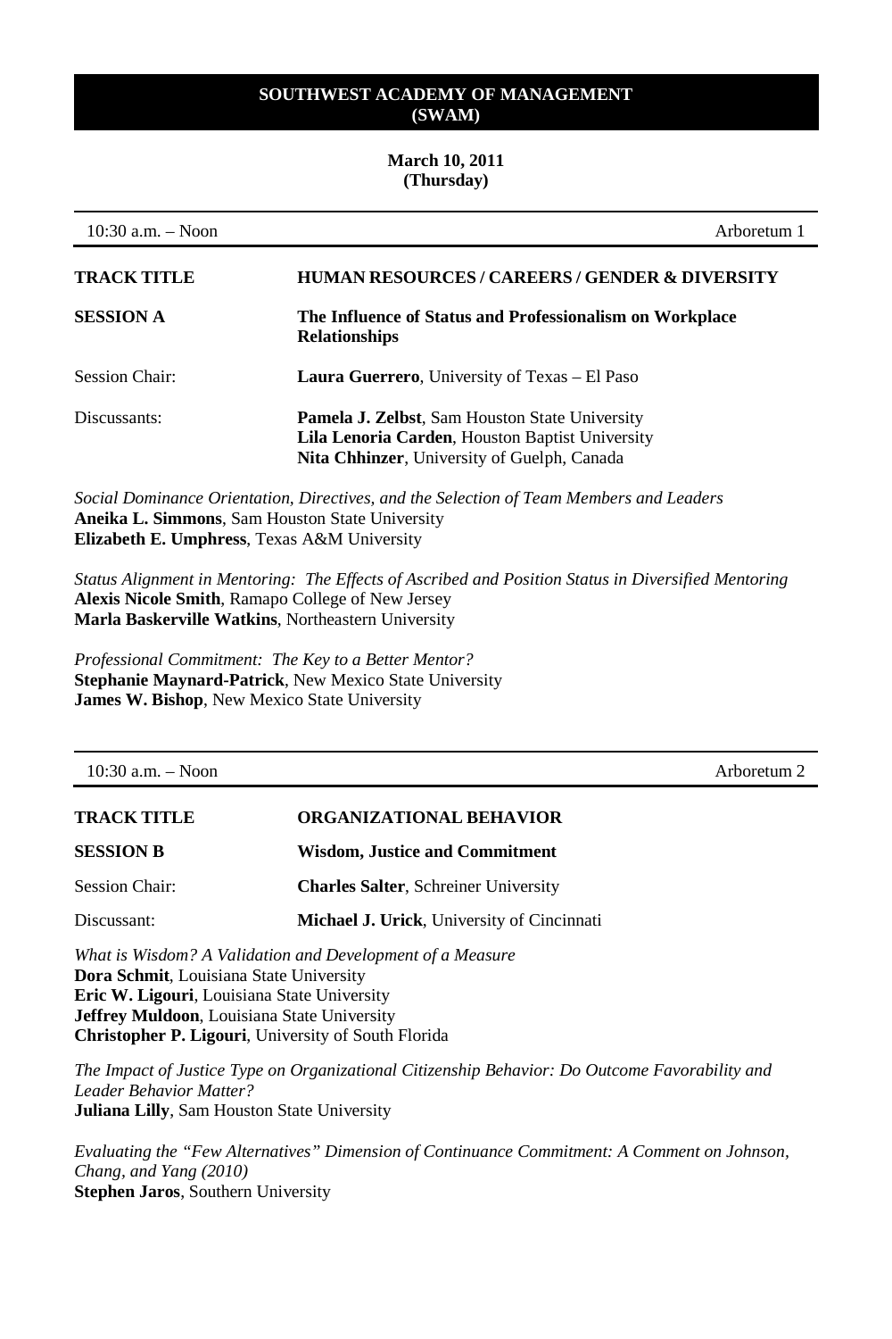# SOUTHWEST ACADEMY OF MANAGEMENT (SWAM)

**March 10, 2011**
**(Thursday)**

| 10:30 a.m. – Noon | Arboretum 1 |
|---|---|

| | |
|---|---|
| **TRACK TITLE** | **HUMAN RESOURCES / CAREERS / GENDER & DIVERSITY** |
| **SESSION A** | **The Influence of Status and Professionalism on Workplace Relationships** |
| Session Chair: | **Laura Guerrero**, University of Texas – El Paso |
| Discussants: | **Pamela J. Zelbst**, Sam Houston State University<br>**Lila Lenoria Carden**, Houston Baptist University<br>**Nita Chhinzer**, University of Guelph, Canada |

*Social Dominance Orientation, Directives, and the Selection of Team Members and Leaders*
**Aneika L. Simmons**, Sam Houston State University
**Elizabeth E. Umphress**, Texas A&M University

*Status Alignment in Mentoring: The Effects of Ascribed and Position Status in Diversified Mentoring*
**Alexis Nicole Smith**, Ramapo College of New Jersey
**Marla Baskerville Watkins**, Northeastern University

*Professional Commitment: The Key to a Better Mentor?*
**Stephanie Maynard-Patrick**, New Mexico State University
**James W. Bishop**, New Mexico State University

| 10:30 a.m. – Noon | Arboretum 2 |
|---|---|

| | |
|---|---|
| **TRACK TITLE** | **ORGANIZATIONAL BEHAVIOR** |
| **SESSION B** | **Wisdom, Justice and Commitment** |
| Session Chair: | **Charles Salter**, Schreiner University |
| Discussant: | **Michael J. Urick**, University of Cincinnati |

*What is Wisdom? A Validation and Development of a Measure*
**Dora Schmit**, Louisiana State University
**Eric W. Ligouri**, Louisiana State University
**Jeffrey Muldoon**, Louisiana State University
**Christopher P. Ligouri**, University of South Florida

*The Impact of Justice Type on Organizational Citizenship Behavior: Do Outcome Favorability and Leader Behavior Matter?*
**Juliana Lilly**, Sam Houston State University

*Evaluating the "Few Alternatives" Dimension of Continuance Commitment: A Comment on Johnson, Chang, and Yang (2010)*
**Stephen Jaros**, Southern University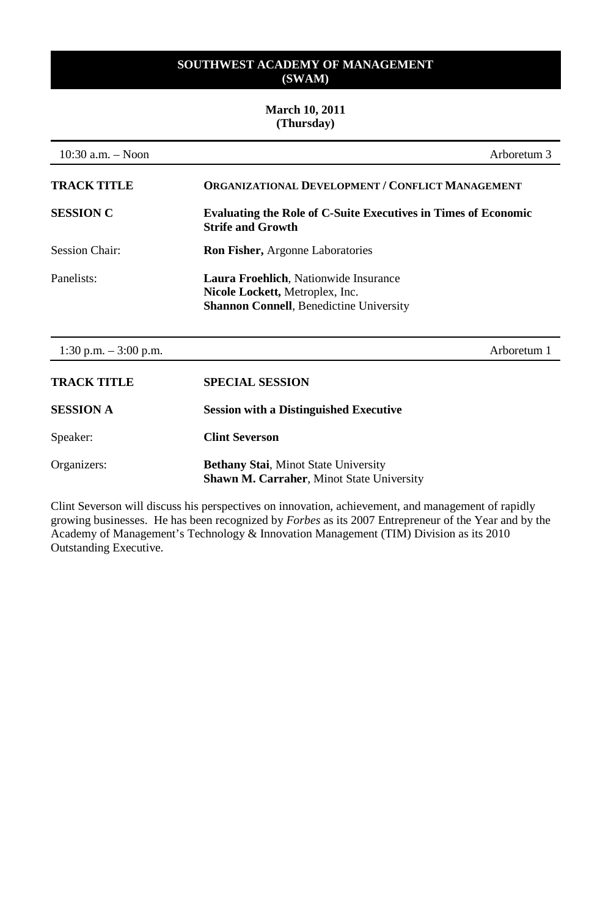**SOUTHWEST ACADEMY OF MANAGEMENT (SWAM)**

**March 10, 2011 (Thursday)**

---

10:30 a.m. – Noon | Arboretum 3

| | |
|---|---|
| **TRACK TITLE** | **ORGANIZATIONAL DEVELOPMENT / CONFLICT MANAGEMENT** |
| **SESSION C** | **Evaluating the Role of C-Suite Executives in Times of Economic Strife and Growth** |
| Session Chair: | **Ron Fisher,** Argonne Laboratories |
| Panelists: | **Laura Froehlich**, Nationwide Insurance<br>**Nicole Lockett,** Metroplex, Inc.<br>**Shannon Connell**, Benedictine University |

---

1:30 p.m. – 3:00 p.m. | Arboretum 1

| | |
|---|---|
| **TRACK TITLE** | **SPECIAL SESSION** |
| **SESSION A** | **Session with a Distinguished Executive** |
| Speaker: | **Clint Severson** |
| Organizers: | **Bethany Stai**, Minot State University<br>**Shawn M. Carraher**, Minot State University |

Clint Severson will discuss his perspectives on innovation, achievement, and management of rapidly growing businesses. He has been recognized by *Forbes* as its 2007 Entrepreneur of the Year and by the Academy of Management's Technology & Innovation Management (TIM) Division as its 2010 Outstanding Executive.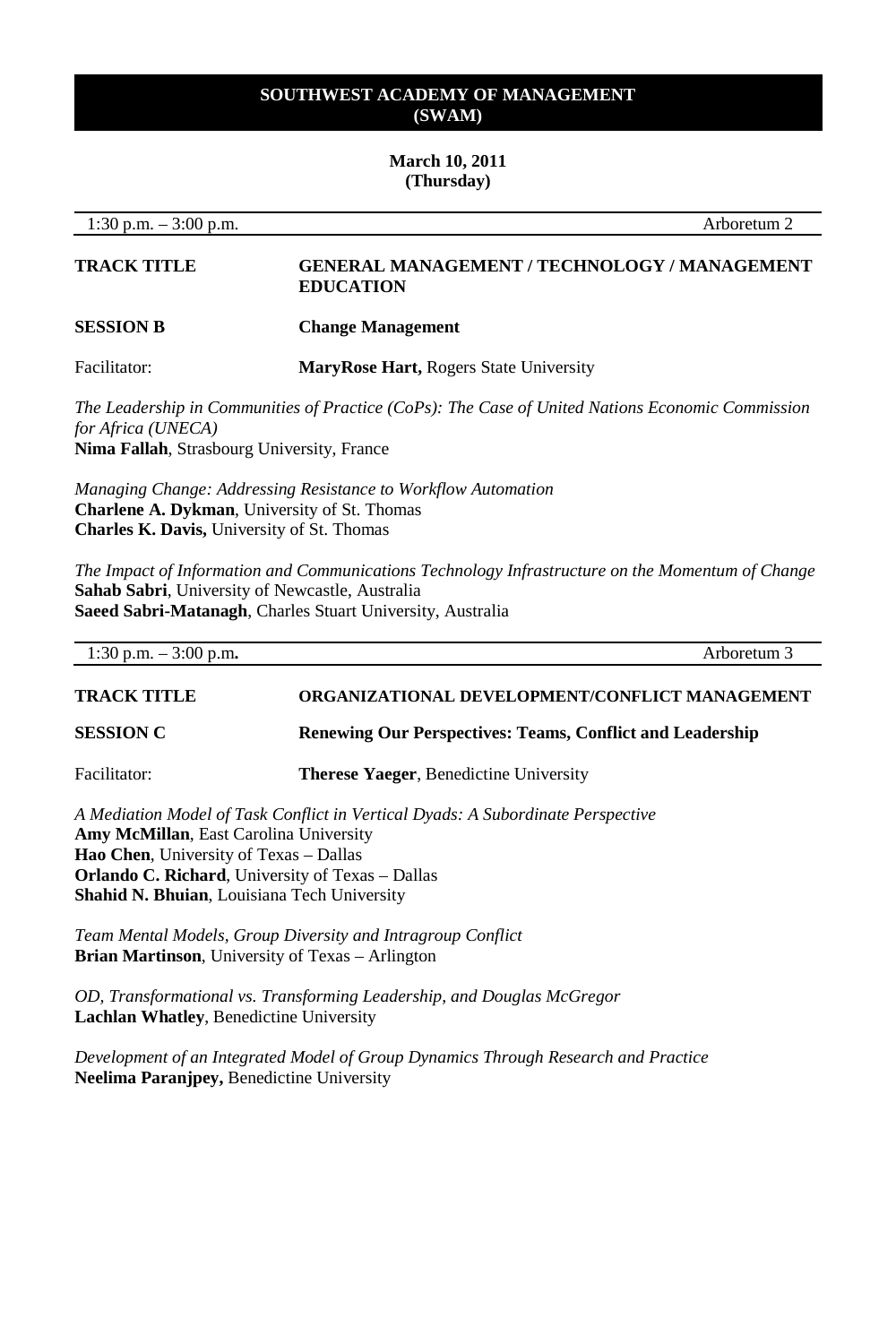## SOUTHWEST ACADEMY OF MANAGEMENT (SWAM)

**March 10, 2011**
**(Thursday)**

| 1:30 p.m. – 3:00 p.m. | Arboretum 2 |
|---|---|

**TRACK TITLE** — **GENERAL MANAGEMENT / TECHNOLOGY / MANAGEMENT EDUCATION**

**SESSION B** — **Change Management**

Facilitator: **MaryRose Hart,** Rogers State University

*The Leadership in Communities of Practice (CoPs): The Case of United Nations Economic Commission for Africa (UNECA)*
**Nima Fallah**, Strasbourg University, France

*Managing Change: Addressing Resistance to Workflow Automation*
**Charlene A. Dykman**, University of St. Thomas
**Charles K. Davis,** University of St. Thomas

*The Impact of Information and Communications Technology Infrastructure on the Momentum of Change*
**Sahab Sabri**, University of Newcastle, Australia
**Saeed Sabri-Matanagh**, Charles Stuart University, Australia

| 1:30 p.m. – 3:00 p.m. | Arboretum 3 |
|---|---|

**TRACK TITLE** — **ORGANIZATIONAL DEVELOPMENT/CONFLICT MANAGEMENT**

**SESSION C** — **Renewing Our Perspectives: Teams, Conflict and Leadership**

Facilitator: **Therese Yaeger**, Benedictine University

*A Mediation Model of Task Conflict in Vertical Dyads: A Subordinate Perspective*
**Amy McMillan**, East Carolina University
**Hao Chen**, University of Texas – Dallas
**Orlando C. Richard**, University of Texas – Dallas
**Shahid N. Bhuian**, Louisiana Tech University

*Team Mental Models, Group Diversity and Intragroup Conflict*
**Brian Martinson**, University of Texas – Arlington

*OD, Transformational vs. Transforming Leadership, and Douglas McGregor*
**Lachlan Whatley**, Benedictine University

*Development of an Integrated Model of Group Dynamics Through Research and Practice*
**Neelima Paranjpey,** Benedictine University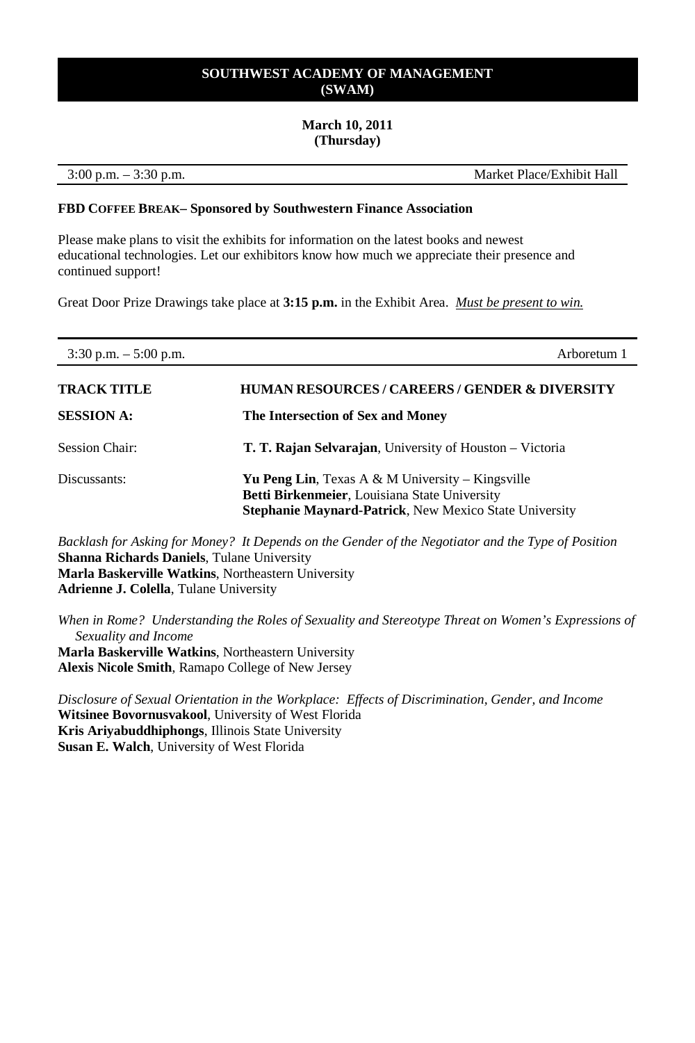# SOUTHWEST ACADEMY OF MANAGEMENT (SWAM)

**March 10, 2011**
**(Thursday)**

3:00 p.m. – 3:30 p.m. Market Place/Exhibit Hall

**FBD COFFEE BREAK– Sponsored by Southwestern Finance Association**

Please make plans to visit the exhibits for information on the latest books and newest educational technologies. Let our exhibitors know how much we appreciate their presence and continued support!

Great Door Prize Drawings take place at **3:15 p.m.** in the Exhibit Area. *Must be present to win.*

---

3:30 p.m. – 5:00 p.m. Arboretum 1

**TRACK TITLE** **HUMAN RESOURCES / CAREERS / GENDER & DIVERSITY**

**SESSION A:** **The Intersection of Sex and Money**

Session Chair: **T. T. Rajan Selvarajan**, University of Houston – Victoria

Discussants:
**Yu Peng Lin**, Texas A & M University – Kingsville
**Betti Birkenmeier**, Louisiana State University
**Stephanie Maynard-Patrick**, New Mexico State University

*Backlash for Asking for Money? It Depends on the Gender of the Negotiator and the Type of Position*
**Shanna Richards Daniels**, Tulane University
**Marla Baskerville Watkins**, Northeastern University
**Adrienne J. Colella**, Tulane University

*When in Rome? Understanding the Roles of Sexuality and Stereotype Threat on Women's Expressions of Sexuality and Income*
**Marla Baskerville Watkins**, Northeastern University
**Alexis Nicole Smith**, Ramapo College of New Jersey

*Disclosure of Sexual Orientation in the Workplace: Effects of Discrimination, Gender, and Income*
**Witsinee Bovornusvakool**, University of West Florida
**Kris Ariyabuddhiphongs**, Illinois State University
**Susan E. Walch**, University of West Florida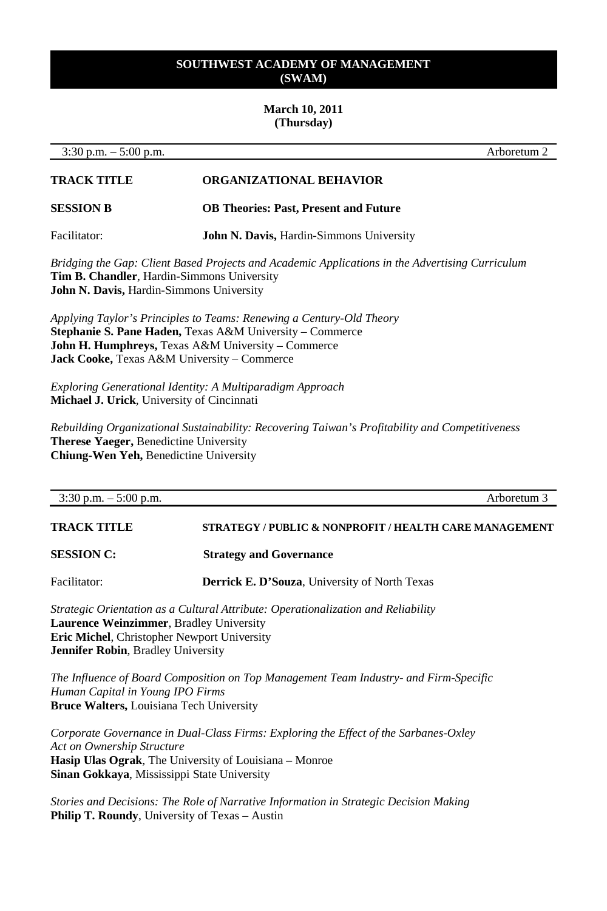**SOUTHWEST ACADEMY OF MANAGEMENT**
**(SWAM)**

**March 10, 2011**
**(Thursday)**

3:30 p.m. – 5:00 p.m. Arboretum 2

**TRACK TITLE** **ORGANIZATIONAL BEHAVIOR**

**SESSION B** **OB Theories: Past, Present and Future**

Facilitator: **John N. Davis,** Hardin-Simmons University

*Bridging the Gap: Client Based Projects and Academic Applications in the Advertising Curriculum*
**Tim B. Chandler**, Hardin-Simmons University
**John N. Davis,** Hardin-Simmons University

*Applying Taylor's Principles to Teams: Renewing a Century-Old Theory*
**Stephanie S. Pane Haden,** Texas A&M University – Commerce
**John H. Humphreys,** Texas A&M University – Commerce
**Jack Cooke,** Texas A&M University – Commerce

*Exploring Generational Identity: A Multiparadigm Approach*
**Michael J. Urick**, University of Cincinnati

*Rebuilding Organizational Sustainability: Recovering Taiwan's Profitability and Competitiveness*
**Therese Yaeger,** Benedictine University
**Chiung-Wen Yeh,** Benedictine University

3:30 p.m. – 5:00 p.m. Arboretum 3

**TRACK TITLE** **STRATEGY / PUBLIC & NONPROFIT / HEALTH CARE MANAGEMENT**

**SESSION C:** **Strategy and Governance**

Facilitator: **Derrick E. D'Souza**, University of North Texas

*Strategic Orientation as a Cultural Attribute: Operationalization and Reliability*
**Laurence Weinzimmer**, Bradley University
**Eric Michel**, Christopher Newport University
**Jennifer Robin**, Bradley University

*The Influence of Board Composition on Top Management Team Industry- and Firm-Specific Human Capital in Young IPO Firms*
**Bruce Walters,** Louisiana Tech University

*Corporate Governance in Dual-Class Firms: Exploring the Effect of the Sarbanes-Oxley Act on Ownership Structure*
**Hasip Ulas Ograk**, The University of Louisiana – Monroe
**Sinan Gokkaya**, Mississippi State University

*Stories and Decisions: The Role of Narrative Information in Strategic Decision Making*
**Philip T. Roundy**, University of Texas – Austin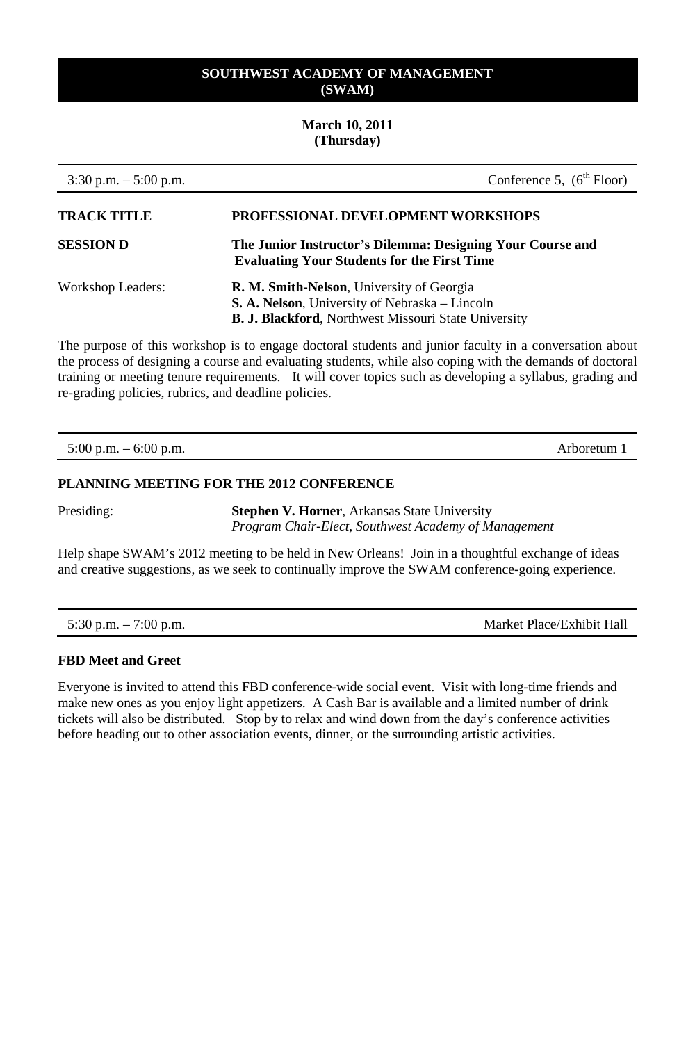**SOUTHWEST ACADEMY OF MANAGEMENT**
**(SWAM)**

**March 10, 2011**
**(Thursday)**

3:30 p.m. – 5:00 p.m. Conference 5, (6th Floor)

**TRACK TITLE** **PROFESSIONAL DEVELOPMENT WORKSHOPS**

**SESSION D** **The Junior Instructor's Dilemma: Designing Your Course and Evaluating Your Students for the First Time**

Workshop Leaders:
**R. M. Smith-Nelson**, University of Georgia
**S. A. Nelson**, University of Nebraska – Lincoln
**B. J. Blackford**, Northwest Missouri State University

The purpose of this workshop is to engage doctoral students and junior faculty in a conversation about the process of designing a course and evaluating students, while also coping with the demands of doctoral training or meeting tenure requirements. It will cover topics such as developing a syllabus, grading and re-grading policies, rubrics, and deadline policies.

---

5:00 p.m. – 6:00 p.m. Arboretum 1

**PLANNING MEETING FOR THE 2012 CONFERENCE**

Presiding: **Stephen V. Horner**, Arkansas State University
*Program Chair-Elect, Southwest Academy of Management*

Help shape SWAM's 2012 meeting to be held in New Orleans! Join in a thoughtful exchange of ideas and creative suggestions, as we seek to continually improve the SWAM conference-going experience.

---

5:30 p.m. – 7:00 p.m. Market Place/Exhibit Hall

**FBD Meet and Greet**

Everyone is invited to attend this FBD conference-wide social event. Visit with long-time friends and make new ones as you enjoy light appetizers. A Cash Bar is available and a limited number of drink tickets will also be distributed. Stop by to relax and wind down from the day's conference activities before heading out to other association events, dinner, or the surrounding artistic activities.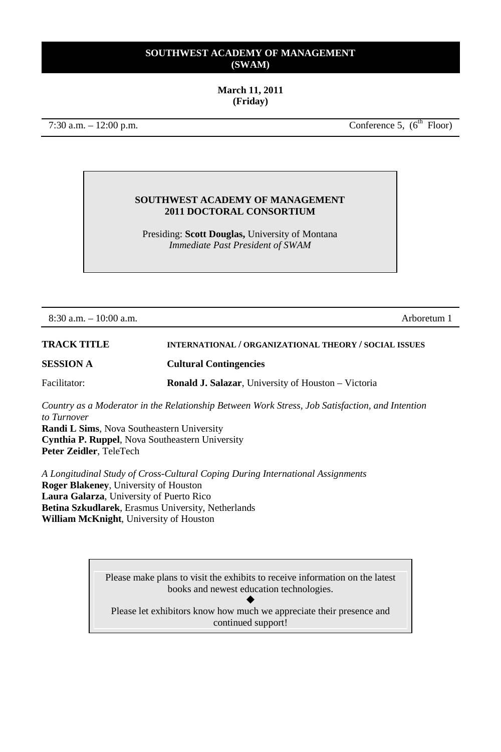**SOUTHWEST ACADEMY OF MANAGEMENT (SWAM)**

**March 11, 2011 (Friday)**

7:30 a.m. – 12:00 p.m. Conference 5, (6th Floor)

**SOUTHWEST ACADEMY OF MANAGEMENT**
**2011 DOCTORAL CONSORTIUM**

Presiding: **Scott Douglas,** University of Montana
*Immediate Past President of SWAM*

8:30 a.m. – 10:00 a.m. Arboretum 1

**TRACK TITLE** INTERNATIONAL / ORGANIZATIONAL THEORY / SOCIAL ISSUES

**SESSION A** **Cultural Contingencies**

Facilitator: **Ronald J. Salazar**, University of Houston – Victoria

*Country as a Moderator in the Relationship Between Work Stress, Job Satisfaction, and Intention to Turnover*
**Randi L Sims**, Nova Southeastern University
**Cynthia P. Ruppel**, Nova Southeastern University
**Peter Zeidler**, TeleTech

*A Longitudinal Study of Cross-Cultural Coping During International Assignments*
**Roger Blakeney**, University of Houston
**Laura Galarza**, University of Puerto Rico
**Betina Szkudlarek**, Erasmus University, Netherlands
**William McKnight**, University of Houston

Please make plans to visit the exhibits to receive information on the latest books and newest education technologies.

◆

Please let exhibitors know how much we appreciate their presence and continued support!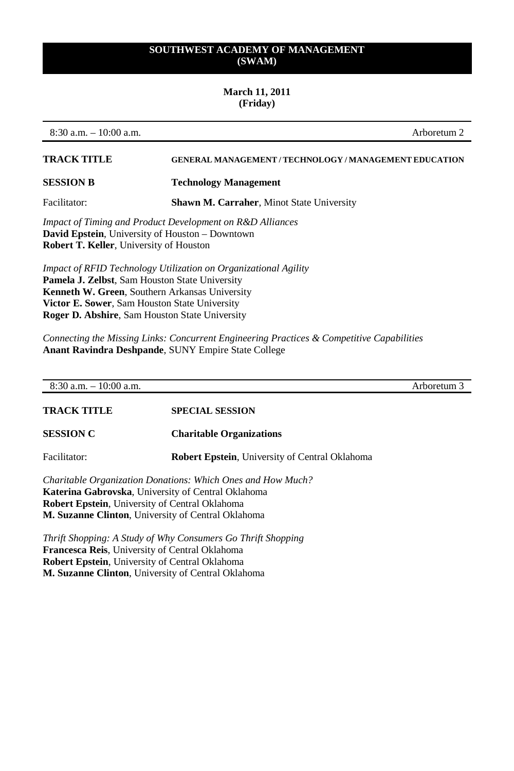**SOUTHWEST ACADEMY OF MANAGEMENT**
**(SWAM)**

**March 11, 2011**
**(Friday)**

8:30 a.m. – 10:00 a.m. Arboretum 2

**TRACK TITLE** **GENERAL MANAGEMENT / TECHNOLOGY / MANAGEMENT EDUCATION**

**SESSION B** **Technology Management**

Facilitator: **Shawn M. Carraher**, Minot State University

*Impact of Timing and Product Development on R&D Alliances*
**David Epstein**, University of Houston – Downtown
**Robert T. Keller**, University of Houston

*Impact of RFID Technology Utilization on Organizational Agility*
**Pamela J. Zelbst**, Sam Houston State University
**Kenneth W. Green**, Southern Arkansas University
**Victor E. Sower**, Sam Houston State University
**Roger D. Abshire**, Sam Houston State University

*Connecting the Missing Links: Concurrent Engineering Practices & Competitive Capabilities*
**Anant Ravindra Deshpande**, SUNY Empire State College

8:30 a.m. – 10:00 a.m. Arboretum 3

**TRACK TITLE** **SPECIAL SESSION**

**SESSION C** **Charitable Organizations**

Facilitator: **Robert Epstein**, University of Central Oklahoma

*Charitable Organization Donations: Which Ones and How Much?*
**Katerina Gabrovska**, University of Central Oklahoma
**Robert Epstein**, University of Central Oklahoma
**M. Suzanne Clinton**, University of Central Oklahoma

*Thrift Shopping: A Study of Why Consumers Go Thrift Shopping*
**Francesca Reis**, University of Central Oklahoma
**Robert Epstein**, University of Central Oklahoma
**M. Suzanne Clinton**, University of Central Oklahoma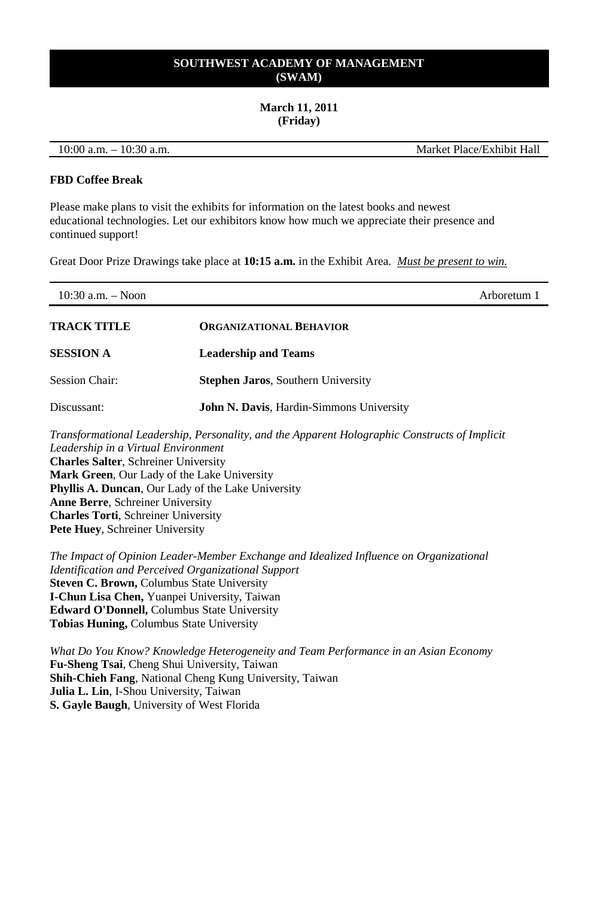**SOUTHWEST ACADEMY OF MANAGEMENT**
**(SWAM)**

**March 11, 2011**
**(Friday)**

10:00 a.m. – 10:30 a.m. Market Place/Exhibit Hall

**FBD Coffee Break**

Please make plans to visit the exhibits for information on the latest books and newest educational technologies. Let our exhibitors know how much we appreciate their presence and continued support!

Great Door Prize Drawings take place at **10:15 a.m.** in the Exhibit Area. *Must be present to win.*

10:30 a.m. – Noon Arboretum 1

**TRACK TITLE** **ORGANIZATIONAL BEHAVIOR**

**SESSION A** **Leadership and Teams**

Session Chair: **Stephen Jaros**, Southern University

Discussant: **John N. Davis**, Hardin-Simmons University

*Transformational Leadership, Personality, and the Apparent Holographic Constructs of Implicit Leadership in a Virtual Environment*
**Charles Salter**, Schreiner University
**Mark Green**, Our Lady of the Lake University
**Phyllis A. Duncan**, Our Lady of the Lake University
**Anne Berre**, Schreiner University
**Charles Torti**, Schreiner University
**Pete Huey**, Schreiner University

*The Impact of Opinion Leader-Member Exchange and Idealized Influence on Organizational Identification and Perceived Organizational Support*
**Steven C. Brown,** Columbus State University
**I-Chun Lisa Chen,** Yuanpei University, Taiwan
**Edward O'Donnell,** Columbus State University
**Tobias Huning,** Columbus State University

*What Do You Know? Knowledge Heterogeneity and Team Performance in an Asian Economy*
**Fu-Sheng Tsai**, Cheng Shui University, Taiwan
**Shih-Chieh Fang**, National Cheng Kung University, Taiwan
**Julia L. Lin**, I-Shou University, Taiwan
**S. Gayle Baugh**, University of West Florida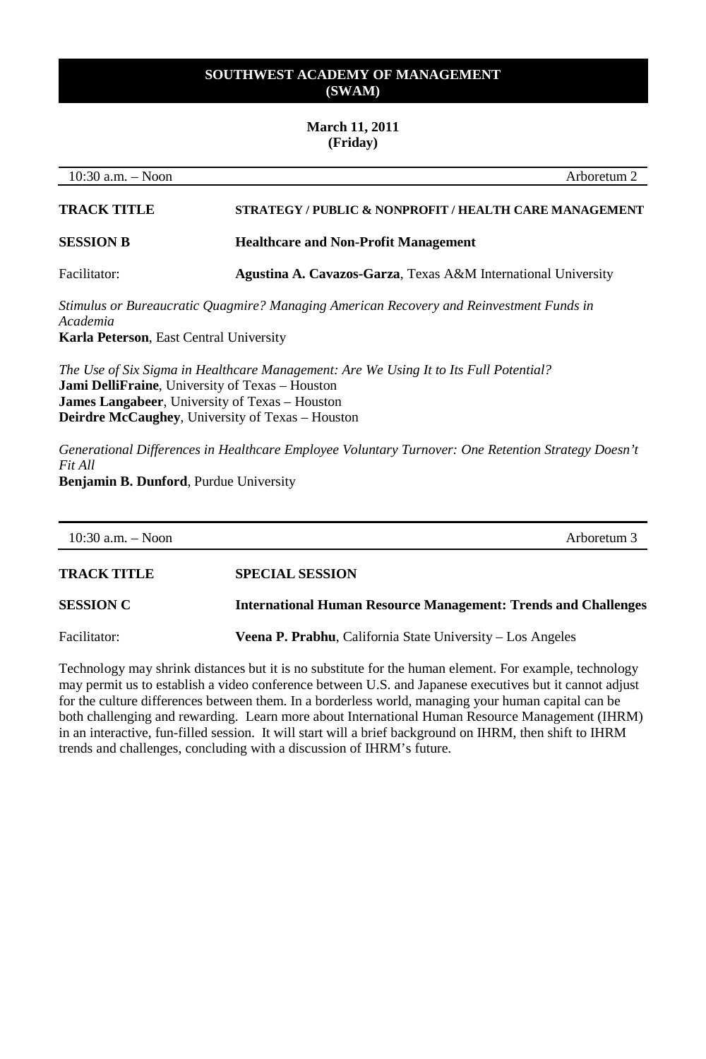**SOUTHWEST ACADEMY OF MANAGEMENT (SWAM)**

**March 11, 2011 (Friday)**

10:30 a.m. – Noon — Arboretum 2

**TRACK TITLE** — **STRATEGY / PUBLIC & NONPROFIT / HEALTH CARE MANAGEMENT**

**SESSION B** — **Healthcare and Non-Profit Management**

Facilitator: **Agustina A. Cavazos-Garza**, Texas A&M International University

*Stimulus or Bureaucratic Quagmire? Managing American Recovery and Reinvestment Funds in Academia*
**Karla Peterson**, East Central University

*The Use of Six Sigma in Healthcare Management: Are We Using It to Its Full Potential?*
**Jami DelliFraine**, University of Texas – Houston
**James Langabeer**, University of Texas – Houston
**Deirdre McCaughey**, University of Texas – Houston

*Generational Differences in Healthcare Employee Voluntary Turnover: One Retention Strategy Doesn't Fit All*
**Benjamin B. Dunford**, Purdue University

---

10:30 a.m. – Noon — Arboretum 3

**TRACK TITLE** — **SPECIAL SESSION**

**SESSION C** — **International Human Resource Management: Trends and Challenges**

Facilitator: **Veena P. Prabhu**, California State University – Los Angeles

Technology may shrink distances but it is no substitute for the human element. For example, technology may permit us to establish a video conference between U.S. and Japanese executives but it cannot adjust for the culture differences between them. In a borderless world, managing your human capital can be both challenging and rewarding. Learn more about International Human Resource Management (IHRM) in an interactive, fun-filled session. It will start will a brief background on IHRM, then shift to IHRM trends and challenges, concluding with a discussion of IHRM's future.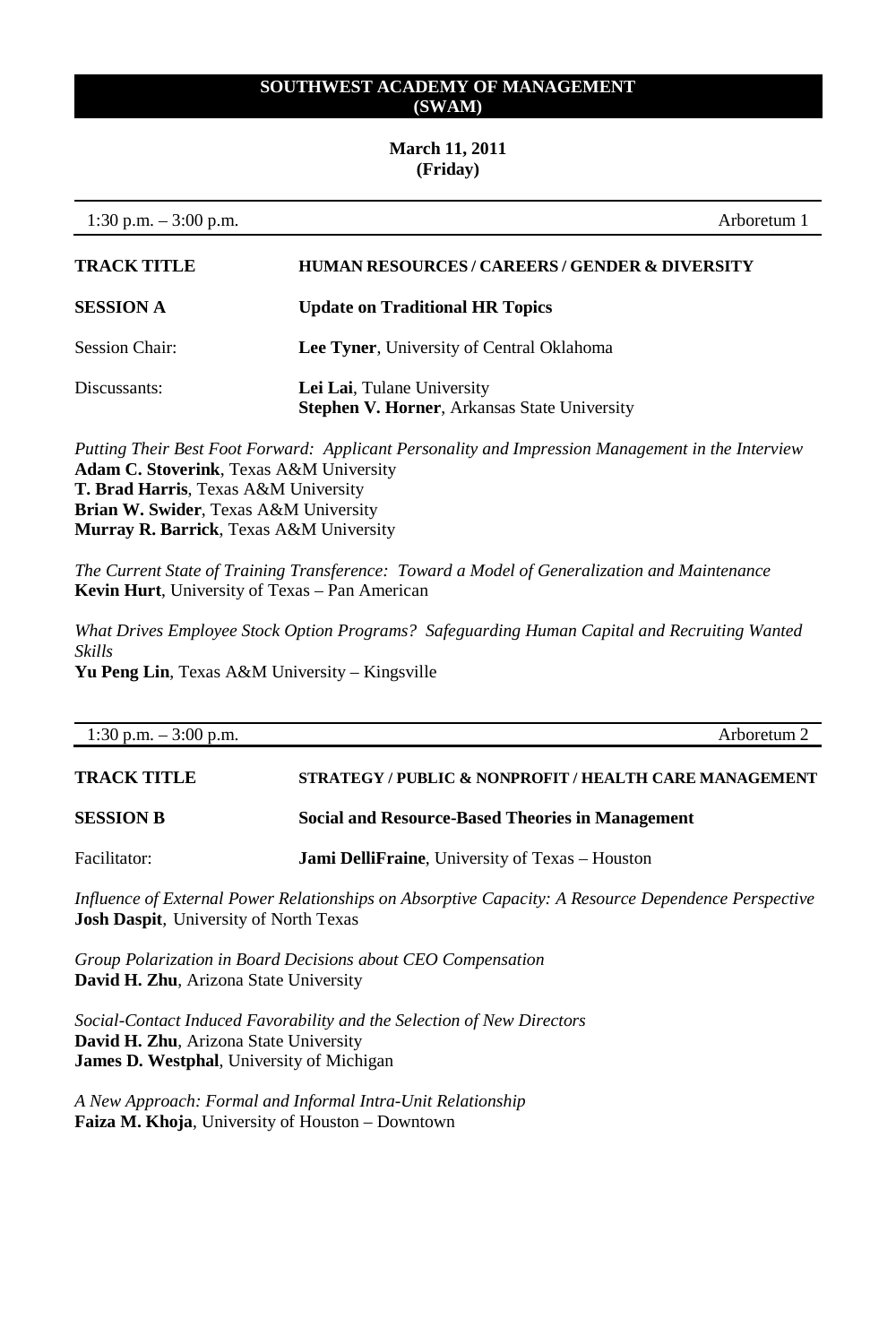# SOUTHWEST ACADEMY OF MANAGEMENT (SWAM)

**March 11, 2011 (Friday)**

---

1:30 p.m. – 3:00 p.m. — Arboretum 1

| | |
|---|---|
| **TRACK TITLE** | **HUMAN RESOURCES / CAREERS / GENDER & DIVERSITY** |
| **SESSION A** | **Update on Traditional HR Topics** |
| Session Chair: | **Lee Tyner**, University of Central Oklahoma |
| Discussants: | **Lei Lai**, Tulane University<br>**Stephen V. Horner**, Arkansas State University |

*Putting Their Best Foot Forward: Applicant Personality and Impression Management in the Interview*
**Adam C. Stoverink**, Texas A&M University
**T. Brad Harris**, Texas A&M University
**Brian W. Swider**, Texas A&M University
**Murray R. Barrick**, Texas A&M University

*The Current State of Training Transference: Toward a Model of Generalization and Maintenance*
**Kevin Hurt**, University of Texas – Pan American

*What Drives Employee Stock Option Programs? Safeguarding Human Capital and Recruiting Wanted Skills*
**Yu Peng Lin**, Texas A&M University – Kingsville

---

1:30 p.m. – 3:00 p.m. — Arboretum 2

| | |
|---|---|
| **TRACK TITLE** | **STRATEGY / PUBLIC & NONPROFIT / HEALTH CARE MANAGEMENT** |
| **SESSION B** | **Social and Resource-Based Theories in Management** |
| Facilitator: | **Jami DelliFraine**, University of Texas – Houston |

*Influence of External Power Relationships on Absorptive Capacity: A Resource Dependence Perspective*
**Josh Daspit**, University of North Texas

*Group Polarization in Board Decisions about CEO Compensation*
**David H. Zhu**, Arizona State University

*Social-Contact Induced Favorability and the Selection of New Directors*
**David H. Zhu**, Arizona State University
**James D. Westphal**, University of Michigan

*A New Approach: Formal and Informal Intra-Unit Relationship*
**Faiza M. Khoja**, University of Houston – Downtown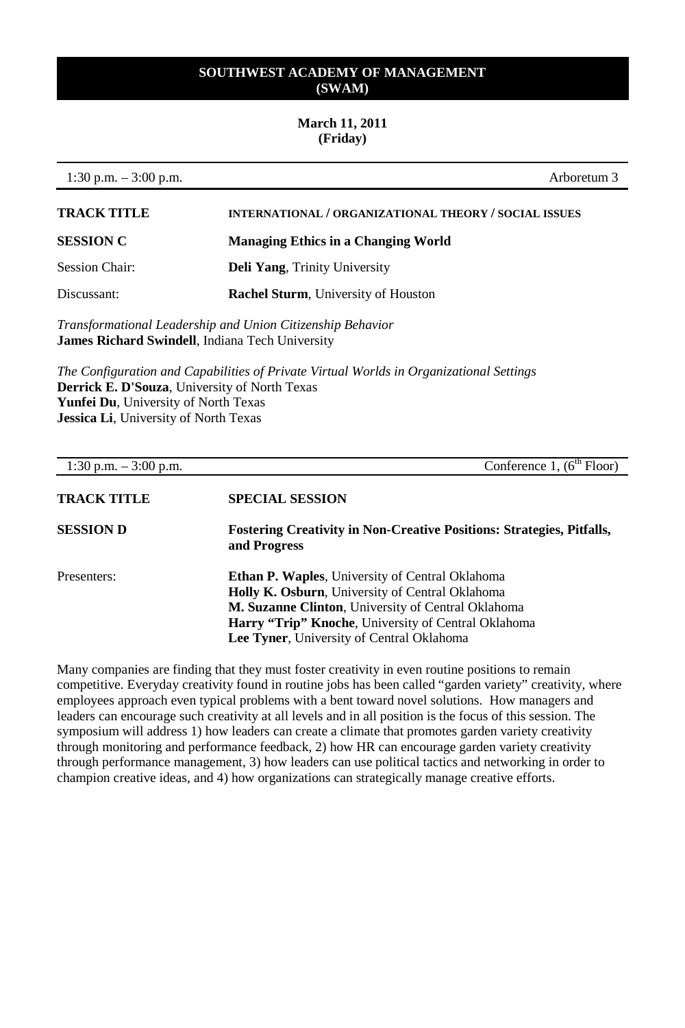**SOUTHWEST ACADEMY OF MANAGEMENT (SWAM)**

**March 11, 2011 (Friday)**

1:30 p.m. – 3:00 p.m. — Arboretum 3

| | |
|---|---|
| **TRACK TITLE** | **INTERNATIONAL / ORGANIZATIONAL THEORY / SOCIAL ISSUES** |
| **SESSION C** | **Managing Ethics in a Changing World** |
| Session Chair: | **Deli Yang**, Trinity University |
| Discussant: | **Rachel Sturm**, University of Houston |

*Transformational Leadership and Union Citizenship Behavior*
**James Richard Swindell**, Indiana Tech University

*The Configuration and Capabilities of Private Virtual Worlds in Organizational Settings*
**Derrick E. D'Souza**, University of North Texas
**Yunfei Du**, University of North Texas
**Jessica Li**, University of North Texas

1:30 p.m. – 3:00 p.m. — Conference 1, (6th Floor)

| | |
|---|---|
| **TRACK TITLE** | **SPECIAL SESSION** |
| **SESSION D** | **Fostering Creativity in Non-Creative Positions: Strategies, Pitfalls, and Progress** |
| Presenters: | **Ethan P. Waples**, University of Central Oklahoma<br>**Holly K. Osburn**, University of Central Oklahoma<br>**M. Suzanne Clinton**, University of Central Oklahoma<br>**Harry "Trip" Knoche**, University of Central Oklahoma<br>**Lee Tyner**, University of Central Oklahoma |

Many companies are finding that they must foster creativity in even routine positions to remain competitive. Everyday creativity found in routine jobs has been called "garden variety" creativity, where employees approach even typical problems with a bent toward novel solutions. How managers and leaders can encourage such creativity at all levels and in all position is the focus of this session. The symposium will address 1) how leaders can create a climate that promotes garden variety creativity through monitoring and performance feedback, 2) how HR can encourage garden variety creativity through performance management, 3) how leaders can use political tactics and networking in order to champion creative ideas, and 4) how organizations can strategically manage creative efforts.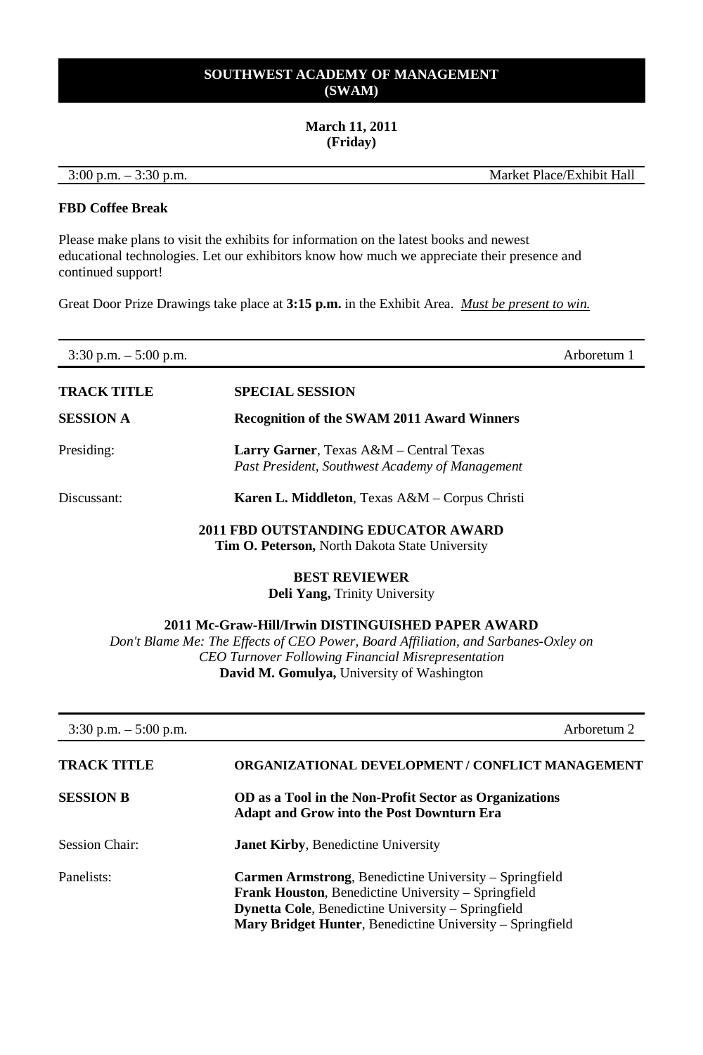# SOUTHWEST ACADEMY OF MANAGEMENT (SWAM)

**March 11, 2011**
**(Friday)**

3:00 p.m. – 3:30 p.m. — Market Place/Exhibit Hall

**FBD Coffee Break**

Please make plans to visit the exhibits for information on the latest books and newest educational technologies. Let our exhibitors know how much we appreciate their presence and continued support!

Great Door Prize Drawings take place at **3:15 p.m.** in the Exhibit Area. *Must be present to win.*

---

3:30 p.m. – 5:00 p.m. — Arboretum 1

**TRACK TITLE** — **SPECIAL SESSION**

**SESSION A** — **Recognition of the SWAM 2011 Award Winners**

Presiding: **Larry Garner**, Texas A&M – Central Texas
*Past President, Southwest Academy of Management*

Discussant: **Karen L. Middleton**, Texas A&M – Corpus Christi

**2011 FBD OUTSTANDING EDUCATOR AWARD**
**Tim O. Peterson,** North Dakota State University

**BEST REVIEWER**
**Deli Yang,** Trinity University

**2011 Mc-Graw-Hill/Irwin DISTINGUISHED PAPER AWARD**
*Don't Blame Me: The Effects of CEO Power, Board Affiliation, and Sarbanes-Oxley on CEO Turnover Following Financial Misrepresentation*
**David M. Gomulya,** University of Washington

---

3:30 p.m. – 5:00 p.m. — Arboretum 2

**TRACK TITLE** — **ORGANIZATIONAL DEVELOPMENT / CONFLICT MANAGEMENT**

**SESSION B** — **OD as a Tool in the Non-Profit Sector as Organizations Adapt and Grow into the Post Downturn Era**

Session Chair: **Janet Kirby**, Benedictine University

Panelists:
**Carmen Armstrong**, Benedictine University – Springfield
**Frank Houston**, Benedictine University – Springfield
**Dynetta Cole**, Benedictine University – Springfield
**Mary Bridget Hunter**, Benedictine University – Springfield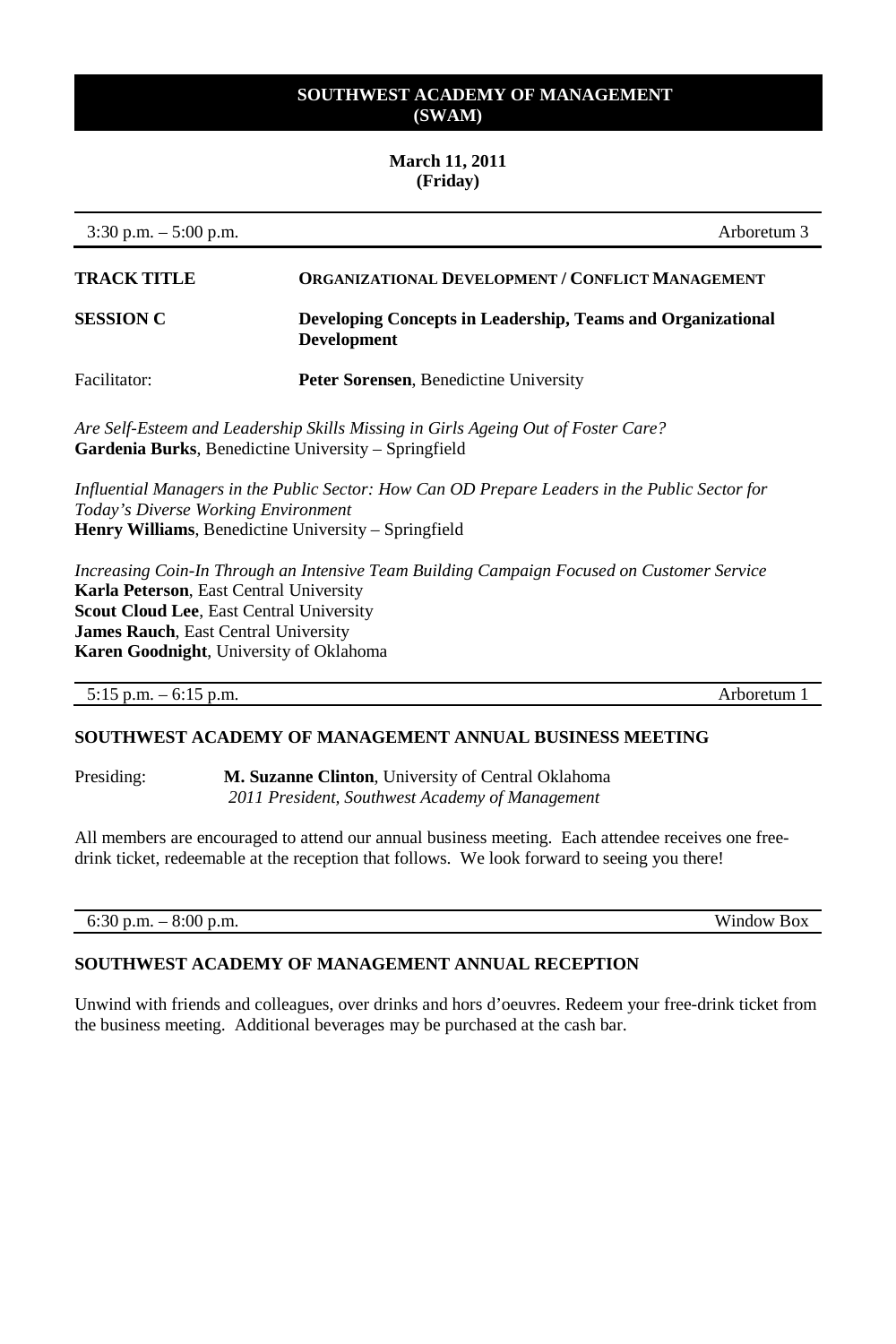**SOUTHWEST ACADEMY OF MANAGEMENT (SWAM)**

**March 11, 2011 (Friday)**

3:30 p.m. – 5:00 p.m. — Arboretum 3

**TRACK TITLE** — **ORGANIZATIONAL DEVELOPMENT / CONFLICT MANAGEMENT**

**SESSION C** — **Developing Concepts in Leadership, Teams and Organizational Development**

Facilitator: **Peter Sorensen**, Benedictine University

*Are Self-Esteem and Leadership Skills Missing in Girls Ageing Out of Foster Care?*
**Gardenia Burks**, Benedictine University – Springfield

*Influential Managers in the Public Sector: How Can OD Prepare Leaders in the Public Sector for Today's Diverse Working Environment*
**Henry Williams**, Benedictine University – Springfield

*Increasing Coin-In Through an Intensive Team Building Campaign Focused on Customer Service*
**Karla Peterson**, East Central University
**Scout Cloud Lee**, East Central University
**James Rauch**, East Central University
**Karen Goodnight**, University of Oklahoma

5:15 p.m. – 6:15 p.m. — Arboretum 1

**SOUTHWEST ACADEMY OF MANAGEMENT ANNUAL BUSINESS MEETING**

Presiding: **M. Suzanne Clinton**, University of Central Oklahoma
*2011 President, Southwest Academy of Management*

All members are encouraged to attend our annual business meeting. Each attendee receives one free-drink ticket, redeemable at the reception that follows. We look forward to seeing you there!

6:30 p.m. – 8:00 p.m. — Window Box

**SOUTHWEST ACADEMY OF MANAGEMENT ANNUAL RECEPTION**

Unwind with friends and colleagues, over drinks and hors d'oeuvres. Redeem your free-drink ticket from the business meeting. Additional beverages may be purchased at the cash bar.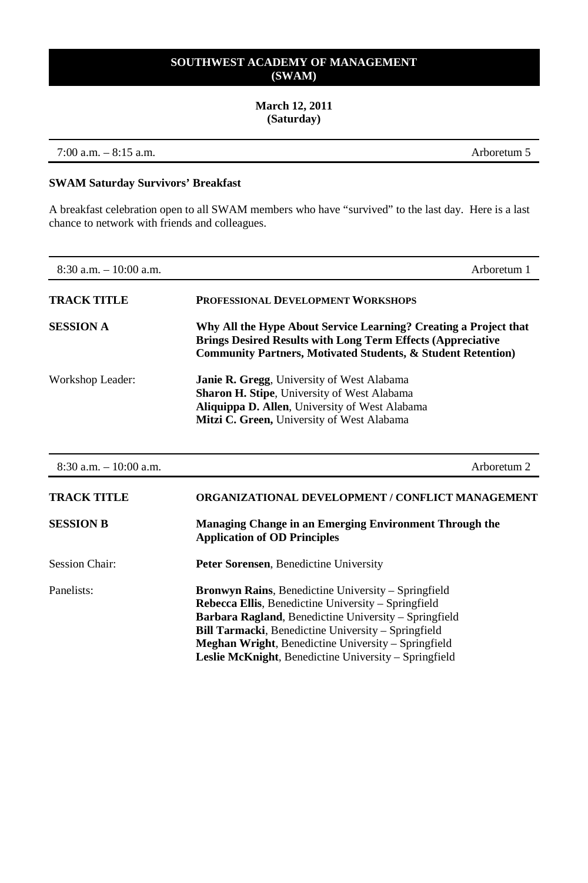# SOUTHWEST ACADEMY OF MANAGEMENT (SWAM)

**March 12, 2011**
**(Saturday)**

7:00 a.m. – 8:15 a.m. Arboretum 5

**SWAM Saturday Survivors' Breakfast**

A breakfast celebration open to all SWAM members who have "survived" to the last day. Here is a last chance to network with friends and colleagues.

8:30 a.m. – 10:00 a.m. Arboretum 1

| | |
|---|---|
| **TRACK TITLE** | **PROFESSIONAL DEVELOPMENT WORKSHOPS** |
| **SESSION A** | **Why All the Hype About Service Learning? Creating a Project that Brings Desired Results with Long Term Effects (Appreciative Community Partners, Motivated Students, & Student Retention)** |
| Workshop Leader: | **Janie R. Gregg**, University of West Alabama<br>**Sharon H. Stipe**, University of West Alabama<br>**Aliquippa D. Allen**, University of West Alabama<br>**Mitzi C. Green,** University of West Alabama |

8:30 a.m. – 10:00 a.m. Arboretum 2

| | |
|---|---|
| **TRACK TITLE** | **ORGANIZATIONAL DEVELOPMENT / CONFLICT MANAGEMENT** |
| **SESSION B** | **Managing Change in an Emerging Environment Through the Application of OD Principles** |
| Session Chair: | **Peter Sorensen**, Benedictine University |
| Panelists: | **Bronwyn Rains**, Benedictine University – Springfield<br>**Rebecca Ellis**, Benedictine University – Springfield<br>**Barbara Ragland**, Benedictine University – Springfield<br>**Bill Tarmacki**, Benedictine University – Springfield<br>**Meghan Wright**, Benedictine University – Springfield<br>**Leslie McKnight**, Benedictine University – Springfield |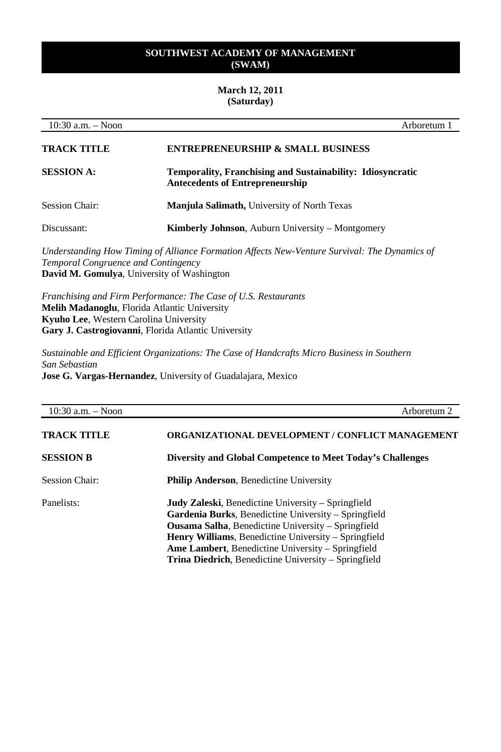**SOUTHWEST ACADEMY OF MANAGEMENT**
**(SWAM)**

**March 12, 2011**
**(Saturday)**

10:30 a.m. – Noon | Arboretum 1

**TRACK TITLE** **ENTREPRENEURSHIP & SMALL BUSINESS**

**SESSION A:** **Temporality, Franchising and Sustainability: Idiosyncratic Antecedents of Entrepreneurship**

Session Chair: **Manjula Salimath,** University of North Texas

Discussant: **Kimberly Johnson**, Auburn University – Montgomery

*Understanding How Timing of Alliance Formation Affects New-Venture Survival: The Dynamics of Temporal Congruence and Contingency*
**David M. Gomulya**, University of Washington

*Franchising and Firm Performance: The Case of U.S. Restaurants*
**Melih Madanoglu**, Florida Atlantic University
**Kyuho Lee**, Western Carolina University
**Gary J. Castrogiovanni**, Florida Atlantic University

*Sustainable and Efficient Organizations: The Case of Handcrafts Micro Business in Southern San Sebastian*
**Jose G. Vargas-Hernandez**, University of Guadalajara, Mexico

10:30 a.m. – Noon | Arboretum 2

**TRACK TITLE** **ORGANIZATIONAL DEVELOPMENT / CONFLICT MANAGEMENT**

**SESSION B** **Diversity and Global Competence to Meet Today's Challenges**

Session Chair: **Philip Anderson**, Benedictine University

Panelists:
**Judy Zaleski**, Benedictine University – Springfield
**Gardenia Burks**, Benedictine University – Springfield
**Ousama Salha**, Benedictine University – Springfield
**Henry Williams**, Benedictine University – Springfield
**Ame Lambert**, Benedictine University – Springfield
**Trina Diedrich**, Benedictine University – Springfield